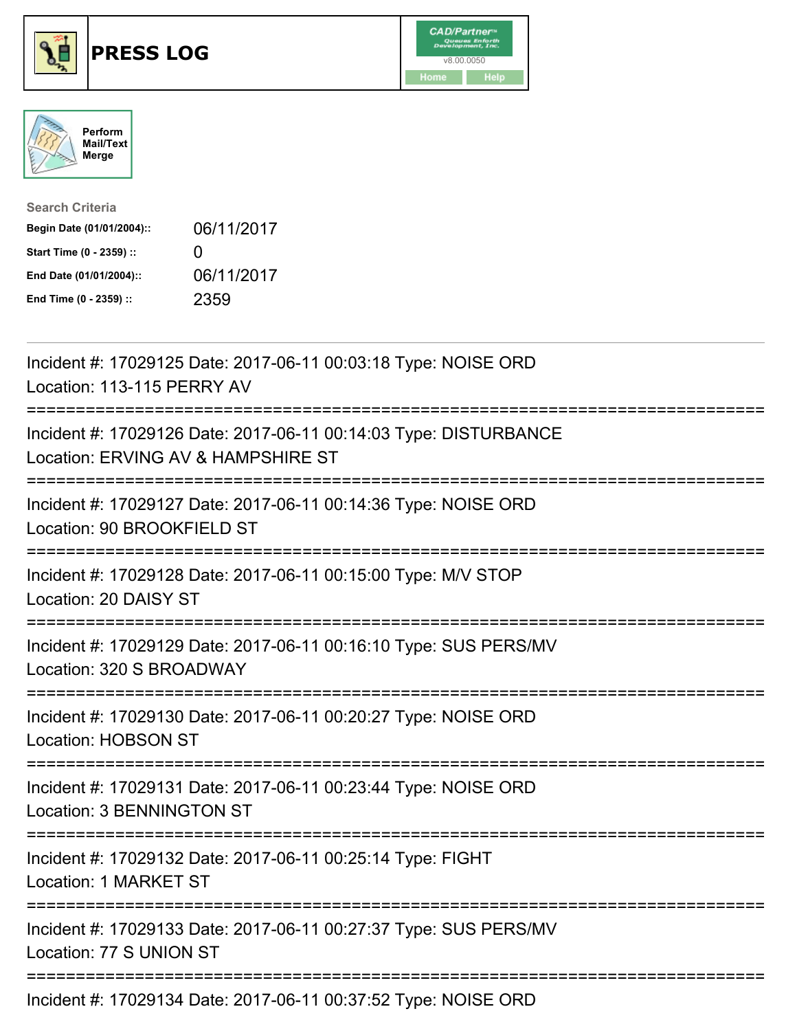# PRESS LOG

CAD/Partner™ Queues Enforth Development, Inc.
v8.00.0050
Home Help

Perform Mail/Text Merge

**Search Criteria**

| | |
|---|---|
| **Begin Date (01/01/2004)::** | 06/11/2017 |
| **Start Time (0 - 2359) ::** | 0 |
| **End Date (01/01/2004)::** | 06/11/2017 |
| **End Time (0 - 2359) ::** | 2359 |

---

Incident #: 17029125 Date: 2017-06-11 00:03:18 Type: NOISE ORD
Location: 113-115 PERRY AV

===========================================================================

Incident #: 17029126 Date: 2017-06-11 00:14:03 Type: DISTURBANCE
Location: ERVING AV & HAMPSHIRE ST

===========================================================================

Incident #: 17029127 Date: 2017-06-11 00:14:36 Type: NOISE ORD
Location: 90 BROOKFIELD ST

===========================================================================

Incident #: 17029128 Date: 2017-06-11 00:15:00 Type: M/V STOP
Location: 20 DAISY ST

===========================================================================

Incident #: 17029129 Date: 2017-06-11 00:16:10 Type: SUS PERS/MV
Location: 320 S BROADWAY

===========================================================================

Incident #: 17029130 Date: 2017-06-11 00:20:27 Type: NOISE ORD
Location: HOBSON ST

===========================================================================

Incident #: 17029131 Date: 2017-06-11 00:23:44 Type: NOISE ORD
Location: 3 BENNINGTON ST

===========================================================================

Incident #: 17029132 Date: 2017-06-11 00:25:14 Type: FIGHT
Location: 1 MARKET ST

===========================================================================

Incident #: 17029133 Date: 2017-06-11 00:27:37 Type: SUS PERS/MV
Location: 77 S UNION ST

===========================================================================

Incident #: 17029134 Date: 2017-06-11 00:37:52 Type: NOISE ORD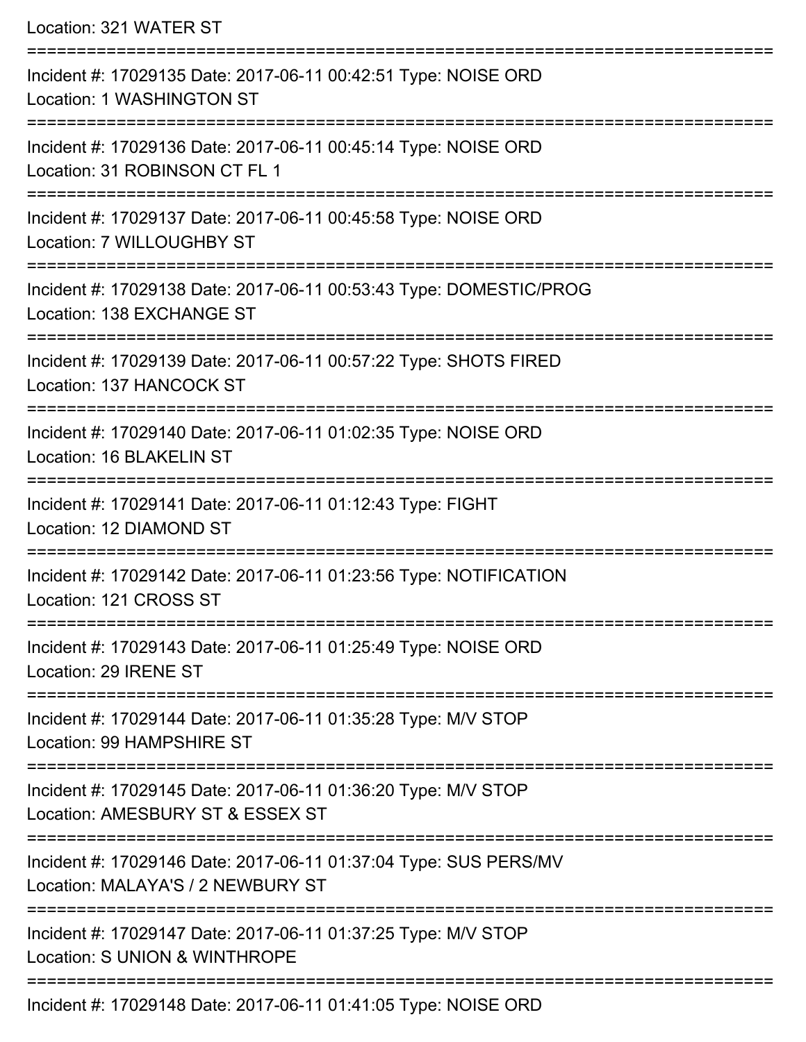Location: 321 WATER ST

===========================================================================

Incident #: 17029135 Date: 2017-06-11 00:42:51 Type: NOISE ORD
Location: 1 WASHINGTON ST

===========================================================================

Incident #: 17029136 Date: 2017-06-11 00:45:14 Type: NOISE ORD
Location: 31 ROBINSON CT FL 1

===========================================================================

Incident #: 17029137 Date: 2017-06-11 00:45:58 Type: NOISE ORD
Location: 7 WILLOUGHBY ST

===========================================================================

Incident #: 17029138 Date: 2017-06-11 00:53:43 Type: DOMESTIC/PROG
Location: 138 EXCHANGE ST

===========================================================================

Incident #: 17029139 Date: 2017-06-11 00:57:22 Type: SHOTS FIRED
Location: 137 HANCOCK ST

===========================================================================

Incident #: 17029140 Date: 2017-06-11 01:02:35 Type: NOISE ORD
Location: 16 BLAKELIN ST

===========================================================================

Incident #: 17029141 Date: 2017-06-11 01:12:43 Type: FIGHT
Location: 12 DIAMOND ST

===========================================================================

Incident #: 17029142 Date: 2017-06-11 01:23:56 Type: NOTIFICATION
Location: 121 CROSS ST

===========================================================================

Incident #: 17029143 Date: 2017-06-11 01:25:49 Type: NOISE ORD
Location: 29 IRENE ST

===========================================================================

Incident #: 17029144 Date: 2017-06-11 01:35:28 Type: M/V STOP
Location: 99 HAMPSHIRE ST

===========================================================================

Incident #: 17029145 Date: 2017-06-11 01:36:20 Type: M/V STOP
Location: AMESBURY ST & ESSEX ST

===========================================================================

Incident #: 17029146 Date: 2017-06-11 01:37:04 Type: SUS PERS/MV
Location: MALAYA'S / 2 NEWBURY ST

===========================================================================

Incident #: 17029147 Date: 2017-06-11 01:37:25 Type: M/V STOP
Location: S UNION & WINTHROPE

===========================================================================

Incident #: 17029148 Date: 2017-06-11 01:41:05 Type: NOISE ORD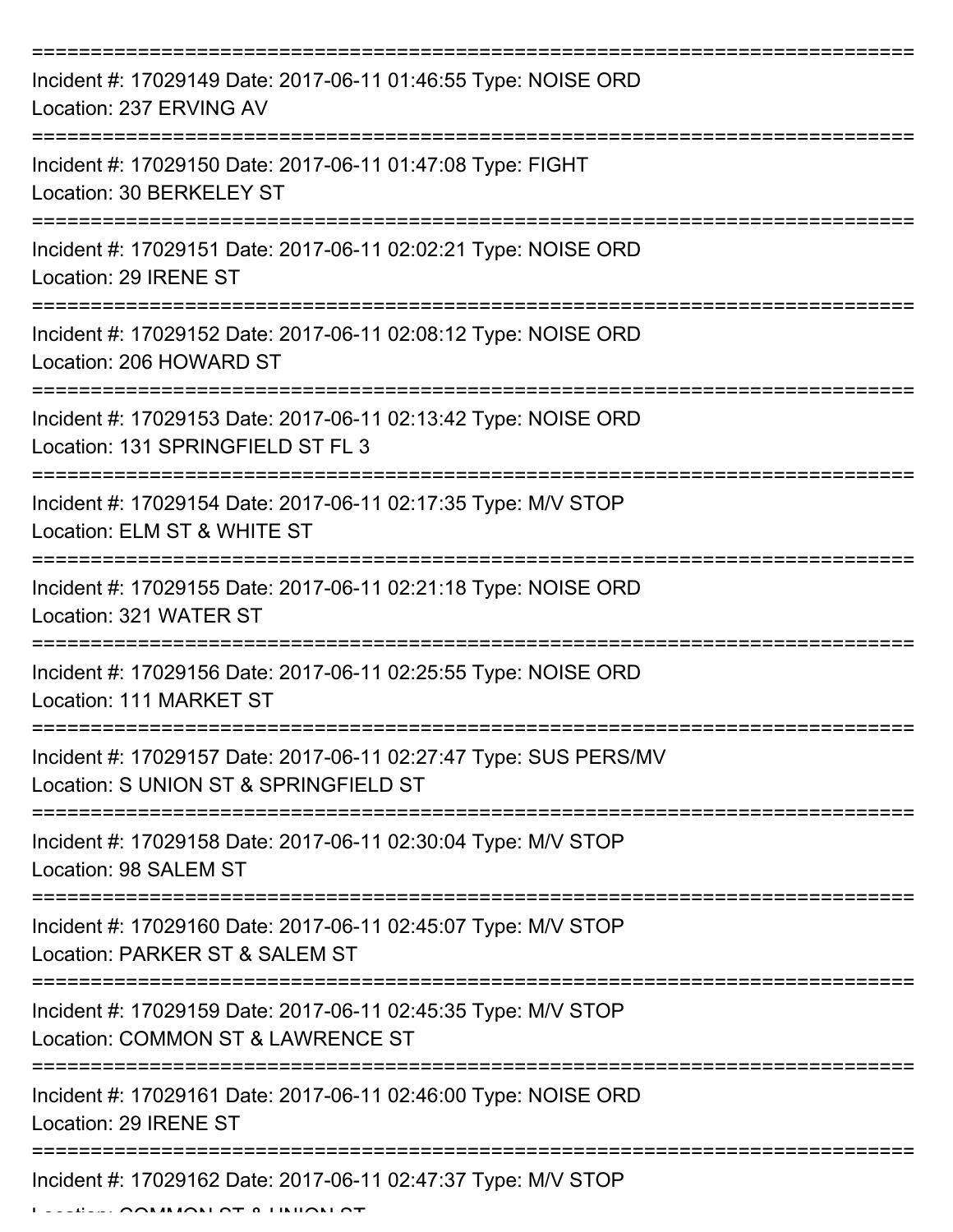===========================================================================

Incident #: 17029149 Date: 2017-06-11 01:46:55 Type: NOISE ORD
Location: 237 ERVING AV

===========================================================================

Incident #: 17029150 Date: 2017-06-11 01:47:08 Type: FIGHT
Location: 30 BERKELEY ST

===========================================================================

Incident #: 17029151 Date: 2017-06-11 02:02:21 Type: NOISE ORD
Location: 29 IRENE ST

===========================================================================

Incident #: 17029152 Date: 2017-06-11 02:08:12 Type: NOISE ORD
Location: 206 HOWARD ST

===========================================================================

Incident #: 17029153 Date: 2017-06-11 02:13:42 Type: NOISE ORD
Location: 131 SPRINGFIELD ST FL 3

===========================================================================

Incident #: 17029154 Date: 2017-06-11 02:17:35 Type: M/V STOP
Location: ELM ST & WHITE ST

===========================================================================

Incident #: 17029155 Date: 2017-06-11 02:21:18 Type: NOISE ORD
Location: 321 WATER ST

===========================================================================

Incident #: 17029156 Date: 2017-06-11 02:25:55 Type: NOISE ORD
Location: 111 MARKET ST

===========================================================================

Incident #: 17029157 Date: 2017-06-11 02:27:47 Type: SUS PERS/MV
Location: S UNION ST & SPRINGFIELD ST

===========================================================================

Incident #: 17029158 Date: 2017-06-11 02:30:04 Type: M/V STOP
Location: 98 SALEM ST

===========================================================================

Incident #: 17029160 Date: 2017-06-11 02:45:07 Type: M/V STOP
Location: PARKER ST & SALEM ST

===========================================================================

Incident #: 17029159 Date: 2017-06-11 02:45:35 Type: M/V STOP
Location: COMMON ST & LAWRENCE ST

===========================================================================

Incident #: 17029161 Date: 2017-06-11 02:46:00 Type: NOISE ORD
Location: 29 IRENE ST

===========================================================================

Incident #: 17029162 Date: 2017-06-11 02:47:37 Type: M/V STOP
Location: COMMON ST & UNION ST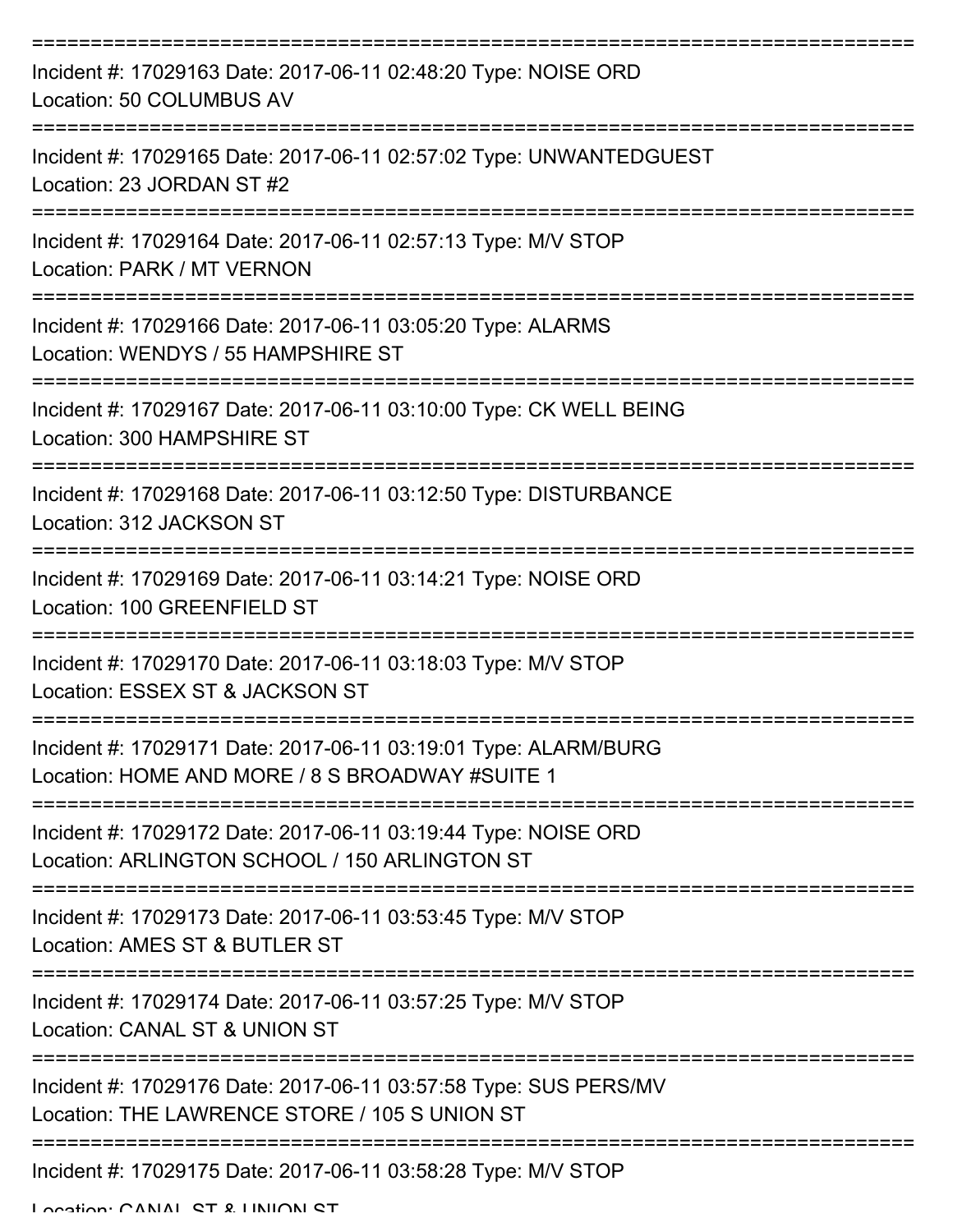===========================================================================

Incident #: 17029163 Date: 2017-06-11 02:48:20 Type: NOISE ORD
Location: 50 COLUMBUS AV

===========================================================================

Incident #: 17029165 Date: 2017-06-11 02:57:02 Type: UNWANTEDGUEST
Location: 23 JORDAN ST #2

===========================================================================

Incident #: 17029164 Date: 2017-06-11 02:57:13 Type: M/V STOP
Location: PARK / MT VERNON

===========================================================================

Incident #: 17029166 Date: 2017-06-11 03:05:20 Type: ALARMS
Location: WENDYS / 55 HAMPSHIRE ST

===========================================================================

Incident #: 17029167 Date: 2017-06-11 03:10:00 Type: CK WELL BEING
Location: 300 HAMPSHIRE ST

===========================================================================

Incident #: 17029168 Date: 2017-06-11 03:12:50 Type: DISTURBANCE
Location: 312 JACKSON ST

===========================================================================

Incident #: 17029169 Date: 2017-06-11 03:14:21 Type: NOISE ORD
Location: 100 GREENFIELD ST

===========================================================================

Incident #: 17029170 Date: 2017-06-11 03:18:03 Type: M/V STOP
Location: ESSEX ST & JACKSON ST

===========================================================================

Incident #: 17029171 Date: 2017-06-11 03:19:01 Type: ALARM/BURG
Location: HOME AND MORE / 8 S BROADWAY #SUITE 1

===========================================================================

Incident #: 17029172 Date: 2017-06-11 03:19:44 Type: NOISE ORD
Location: ARLINGTON SCHOOL / 150 ARLINGTON ST

===========================================================================

Incident #: 17029173 Date: 2017-06-11 03:53:45 Type: M/V STOP
Location: AMES ST & BUTLER ST

===========================================================================

Incident #: 17029174 Date: 2017-06-11 03:57:25 Type: M/V STOP
Location: CANAL ST & UNION ST

===========================================================================

Incident #: 17029176 Date: 2017-06-11 03:57:58 Type: SUS PERS/MV
Location: THE LAWRENCE STORE / 105 S UNION ST

===========================================================================

Incident #: 17029175 Date: 2017-06-11 03:58:28 Type: M/V STOP
Location: CANAL ST & UNION ST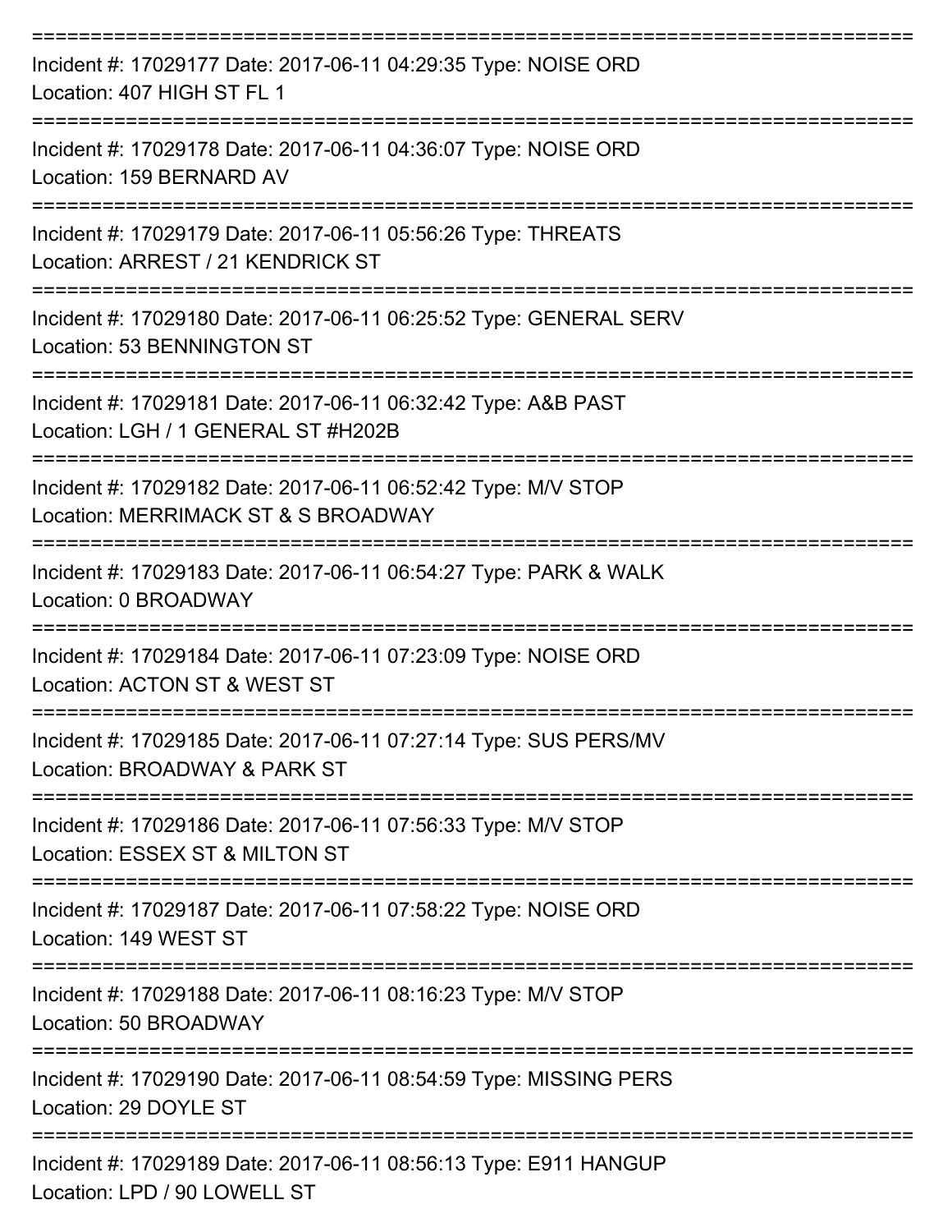Incident #: 17029177 Date: 2017-06-11 04:29:35 Type: NOISE ORD
Location: 407 HIGH ST FL 1

Incident #: 17029178 Date: 2017-06-11 04:36:07 Type: NOISE ORD
Location: 159 BERNARD AV

Incident #: 17029179 Date: 2017-06-11 05:56:26 Type: THREATS
Location: ARREST / 21 KENDRICK ST

Incident #: 17029180 Date: 2017-06-11 06:25:52 Type: GENERAL SERV
Location: 53 BENNINGTON ST

Incident #: 17029181 Date: 2017-06-11 06:32:42 Type: A&B PAST
Location: LGH / 1 GENERAL ST #H202B

Incident #: 17029182 Date: 2017-06-11 06:52:42 Type: M/V STOP
Location: MERRIMACK ST & S BROADWAY

Incident #: 17029183 Date: 2017-06-11 06:54:27 Type: PARK & WALK
Location: 0 BROADWAY

Incident #: 17029184 Date: 2017-06-11 07:23:09 Type: NOISE ORD
Location: ACTON ST & WEST ST

Incident #: 17029185 Date: 2017-06-11 07:27:14 Type: SUS PERS/MV
Location: BROADWAY & PARK ST

Incident #: 17029186 Date: 2017-06-11 07:56:33 Type: M/V STOP
Location: ESSEX ST & MILTON ST

Incident #: 17029187 Date: 2017-06-11 07:58:22 Type: NOISE ORD
Location: 149 WEST ST

Incident #: 17029188 Date: 2017-06-11 08:16:23 Type: M/V STOP
Location: 50 BROADWAY

Incident #: 17029190 Date: 2017-06-11 08:54:59 Type: MISSING PERS
Location: 29 DOYLE ST

Incident #: 17029189 Date: 2017-06-11 08:56:13 Type: E911 HANGUP
Location: LPD / 90 LOWELL ST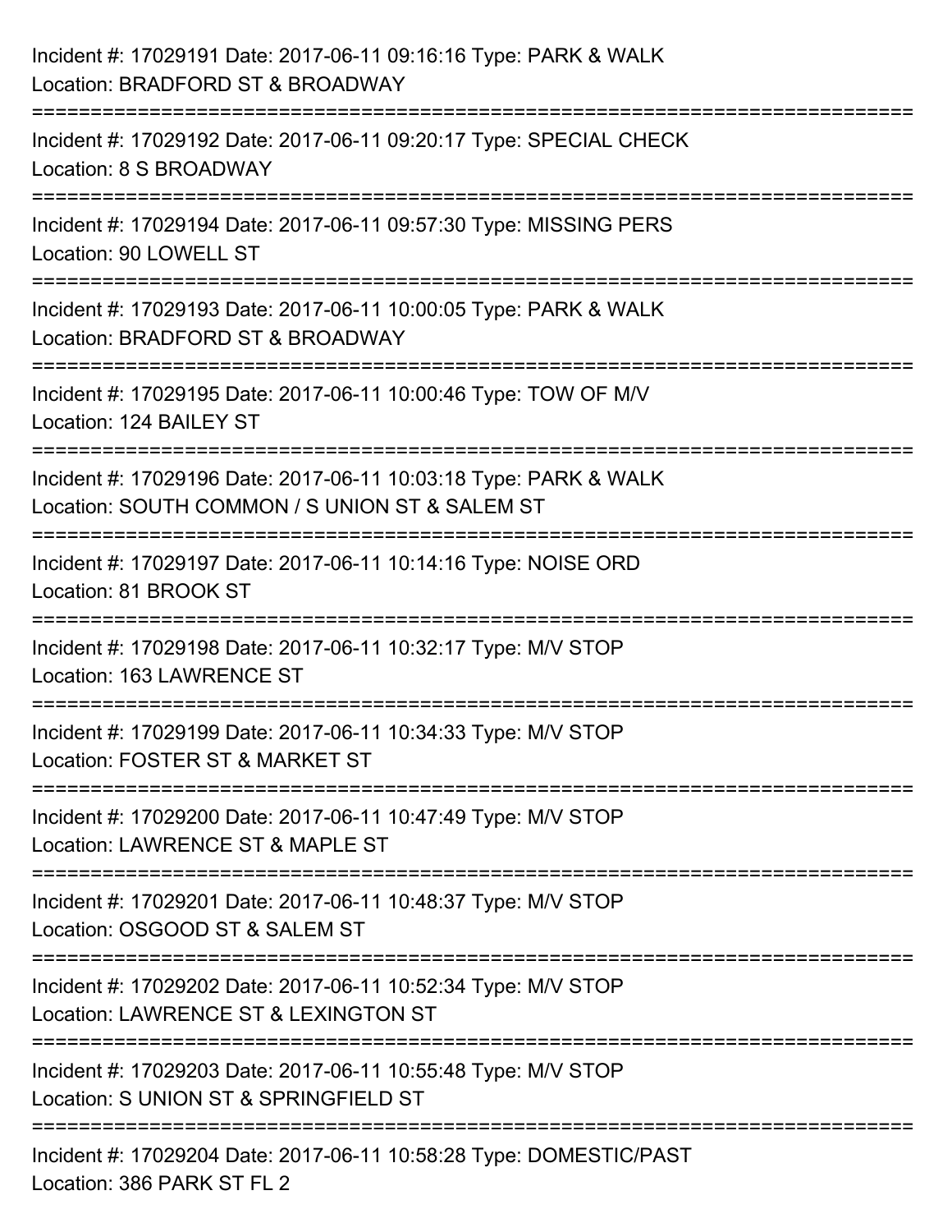Incident #: 17029191 Date: 2017-06-11 09:16:16 Type: PARK & WALK
Location: BRADFORD ST & BROADWAY

===========================================================================

Incident #: 17029192 Date: 2017-06-11 09:20:17 Type: SPECIAL CHECK
Location: 8 S BROADWAY

===========================================================================

Incident #: 17029194 Date: 2017-06-11 09:57:30 Type: MISSING PERS
Location: 90 LOWELL ST

===========================================================================

Incident #: 17029193 Date: 2017-06-11 10:00:05 Type: PARK & WALK
Location: BRADFORD ST & BROADWAY

===========================================================================

Incident #: 17029195 Date: 2017-06-11 10:00:46 Type: TOW OF M/V
Location: 124 BAILEY ST

===========================================================================

Incident #: 17029196 Date: 2017-06-11 10:03:18 Type: PARK & WALK
Location: SOUTH COMMON / S UNION ST & SALEM ST

===========================================================================

Incident #: 17029197 Date: 2017-06-11 10:14:16 Type: NOISE ORD
Location: 81 BROOK ST

===========================================================================

Incident #: 17029198 Date: 2017-06-11 10:32:17 Type: M/V STOP
Location: 163 LAWRENCE ST

===========================================================================

Incident #: 17029199 Date: 2017-06-11 10:34:33 Type: M/V STOP
Location: FOSTER ST & MARKET ST

===========================================================================

Incident #: 17029200 Date: 2017-06-11 10:47:49 Type: M/V STOP
Location: LAWRENCE ST & MAPLE ST

===========================================================================

Incident #: 17029201 Date: 2017-06-11 10:48:37 Type: M/V STOP
Location: OSGOOD ST & SALEM ST

===========================================================================

Incident #: 17029202 Date: 2017-06-11 10:52:34 Type: M/V STOP
Location: LAWRENCE ST & LEXINGTON ST

===========================================================================

Incident #: 17029203 Date: 2017-06-11 10:55:48 Type: M/V STOP
Location: S UNION ST & SPRINGFIELD ST

===========================================================================

Incident #: 17029204 Date: 2017-06-11 10:58:28 Type: DOMESTIC/PAST
Location: 386 PARK ST FL 2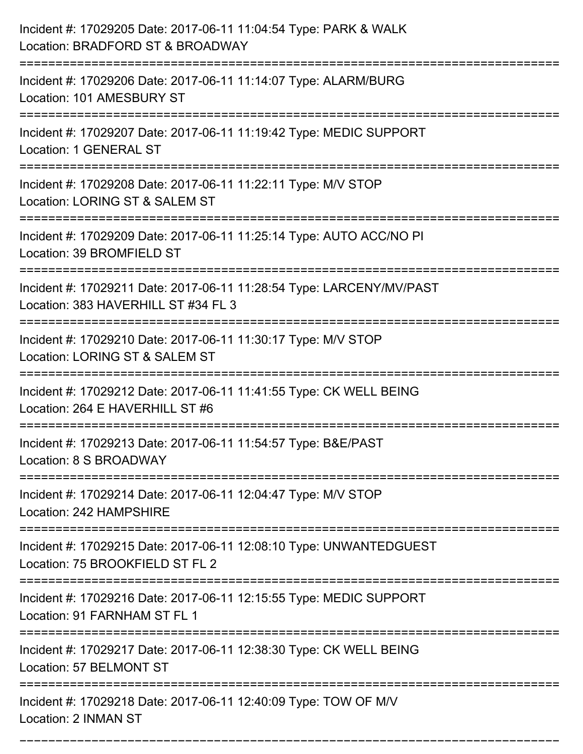Incident #: 17029205 Date: 2017-06-11 11:04:54 Type: PARK & WALK
Location: BRADFORD ST & BROADWAY

===========================================================================

Incident #: 17029206 Date: 2017-06-11 11:14:07 Type: ALARM/BURG
Location: 101 AMESBURY ST

===========================================================================

Incident #: 17029207 Date: 2017-06-11 11:19:42 Type: MEDIC SUPPORT
Location: 1 GENERAL ST

===========================================================================

Incident #: 17029208 Date: 2017-06-11 11:22:11 Type: M/V STOP
Location: LORING ST & SALEM ST

===========================================================================

Incident #: 17029209 Date: 2017-06-11 11:25:14 Type: AUTO ACC/NO PI
Location: 39 BROMFIELD ST

===========================================================================

Incident #: 17029211 Date: 2017-06-11 11:28:54 Type: LARCENY/MV/PAST
Location: 383 HAVERHILL ST #34 FL 3

===========================================================================

Incident #: 17029210 Date: 2017-06-11 11:30:17 Type: M/V STOP
Location: LORING ST & SALEM ST

===========================================================================

Incident #: 17029212 Date: 2017-06-11 11:41:55 Type: CK WELL BEING
Location: 264 E HAVERHILL ST #6

===========================================================================

Incident #: 17029213 Date: 2017-06-11 11:54:57 Type: B&E/PAST
Location: 8 S BROADWAY

===========================================================================

Incident #: 17029214 Date: 2017-06-11 12:04:47 Type: M/V STOP
Location: 242 HAMPSHIRE

===========================================================================

Incident #: 17029215 Date: 2017-06-11 12:08:10 Type: UNWANTEDGUEST
Location: 75 BROOKFIELD ST FL 2

===========================================================================

Incident #: 17029216 Date: 2017-06-11 12:15:55 Type: MEDIC SUPPORT
Location: 91 FARNHAM ST FL 1

===========================================================================

Incident #: 17029217 Date: 2017-06-11 12:38:30 Type: CK WELL BEING
Location: 57 BELMONT ST

===========================================================================

Incident #: 17029218 Date: 2017-06-11 12:40:09 Type: TOW OF M/V
Location: 2 INMAN ST

===========================================================================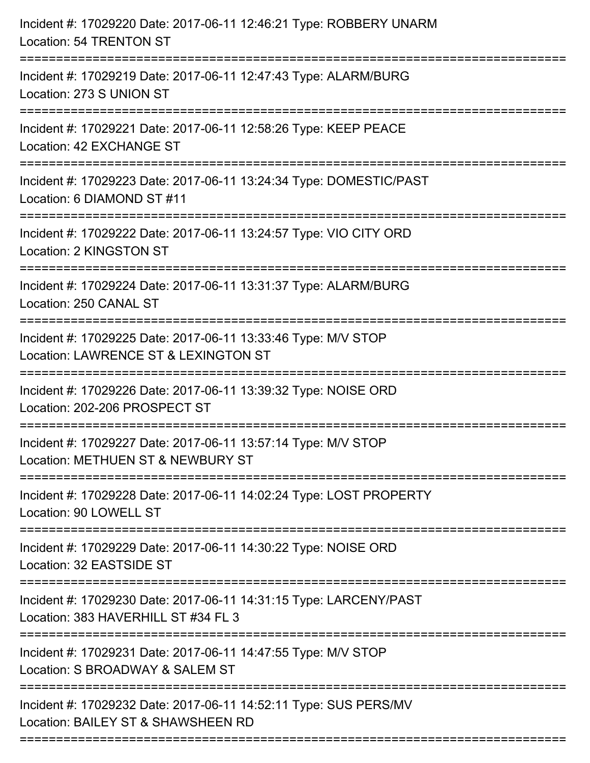Incident #: 17029220 Date: 2017-06-11 12:46:21 Type: ROBBERY UNARM
Location: 54 TRENTON ST

===========================================================================

Incident #: 17029219 Date: 2017-06-11 12:47:43 Type: ALARM/BURG
Location: 273 S UNION ST

===========================================================================

Incident #: 17029221 Date: 2017-06-11 12:58:26 Type: KEEP PEACE
Location: 42 EXCHANGE ST

===========================================================================

Incident #: 17029223 Date: 2017-06-11 13:24:34 Type: DOMESTIC/PAST
Location: 6 DIAMOND ST #11

===========================================================================

Incident #: 17029222 Date: 2017-06-11 13:24:57 Type: VIO CITY ORD
Location: 2 KINGSTON ST

===========================================================================

Incident #: 17029224 Date: 2017-06-11 13:31:37 Type: ALARM/BURG
Location: 250 CANAL ST

===========================================================================

Incident #: 17029225 Date: 2017-06-11 13:33:46 Type: M/V STOP
Location: LAWRENCE ST & LEXINGTON ST

===========================================================================

Incident #: 17029226 Date: 2017-06-11 13:39:32 Type: NOISE ORD
Location: 202-206 PROSPECT ST

===========================================================================

Incident #: 17029227 Date: 2017-06-11 13:57:14 Type: M/V STOP
Location: METHUEN ST & NEWBURY ST

===========================================================================

Incident #: 17029228 Date: 2017-06-11 14:02:24 Type: LOST PROPERTY
Location: 90 LOWELL ST

===========================================================================

Incident #: 17029229 Date: 2017-06-11 14:30:22 Type: NOISE ORD
Location: 32 EASTSIDE ST

===========================================================================

Incident #: 17029230 Date: 2017-06-11 14:31:15 Type: LARCENY/PAST
Location: 383 HAVERHILL ST #34 FL 3

===========================================================================

Incident #: 17029231 Date: 2017-06-11 14:47:55 Type: M/V STOP
Location: S BROADWAY & SALEM ST

===========================================================================

Incident #: 17029232 Date: 2017-06-11 14:52:11 Type: SUS PERS/MV
Location: BAILEY ST & SHAWSHEEN RD

===========================================================================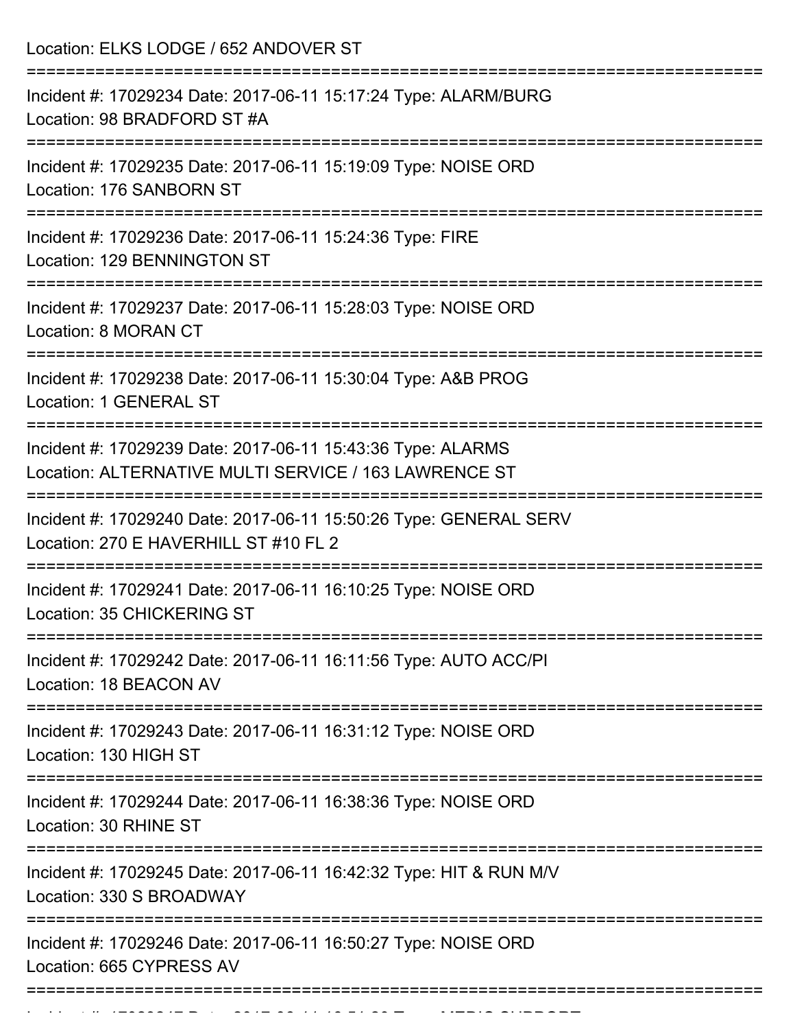Location: ELKS LODGE / 652 ANDOVER ST

===========================================================================

Incident #: 17029234 Date: 2017-06-11 15:17:24 Type: ALARM/BURG
Location: 98 BRADFORD ST #A

===========================================================================

Incident #: 17029235 Date: 2017-06-11 15:19:09 Type: NOISE ORD
Location: 176 SANBORN ST

===========================================================================

Incident #: 17029236 Date: 2017-06-11 15:24:36 Type: FIRE
Location: 129 BENNINGTON ST

===========================================================================

Incident #: 17029237 Date: 2017-06-11 15:28:03 Type: NOISE ORD
Location: 8 MORAN CT

===========================================================================

Incident #: 17029238 Date: 2017-06-11 15:30:04 Type: A&B PROG
Location: 1 GENERAL ST

===========================================================================

Incident #: 17029239 Date: 2017-06-11 15:43:36 Type: ALARMS
Location: ALTERNATIVE MULTI SERVICE / 163 LAWRENCE ST

===========================================================================

Incident #: 17029240 Date: 2017-06-11 15:50:26 Type: GENERAL SERV
Location: 270 E HAVERHILL ST #10 FL 2

===========================================================================

Incident #: 17029241 Date: 2017-06-11 16:10:25 Type: NOISE ORD
Location: 35 CHICKERING ST

===========================================================================

Incident #: 17029242 Date: 2017-06-11 16:11:56 Type: AUTO ACC/PI
Location: 18 BEACON AV

===========================================================================

Incident #: 17029243 Date: 2017-06-11 16:31:12 Type: NOISE ORD
Location: 130 HIGH ST

===========================================================================

Incident #: 17029244 Date: 2017-06-11 16:38:36 Type: NOISE ORD
Location: 30 RHINE ST

===========================================================================

Incident #: 17029245 Date: 2017-06-11 16:42:32 Type: HIT & RUN M/V
Location: 330 S BROADWAY

===========================================================================

Incident #: 17029246 Date: 2017-06-11 16:50:27 Type: NOISE ORD
Location: 665 CYPRESS AV

===========================================================================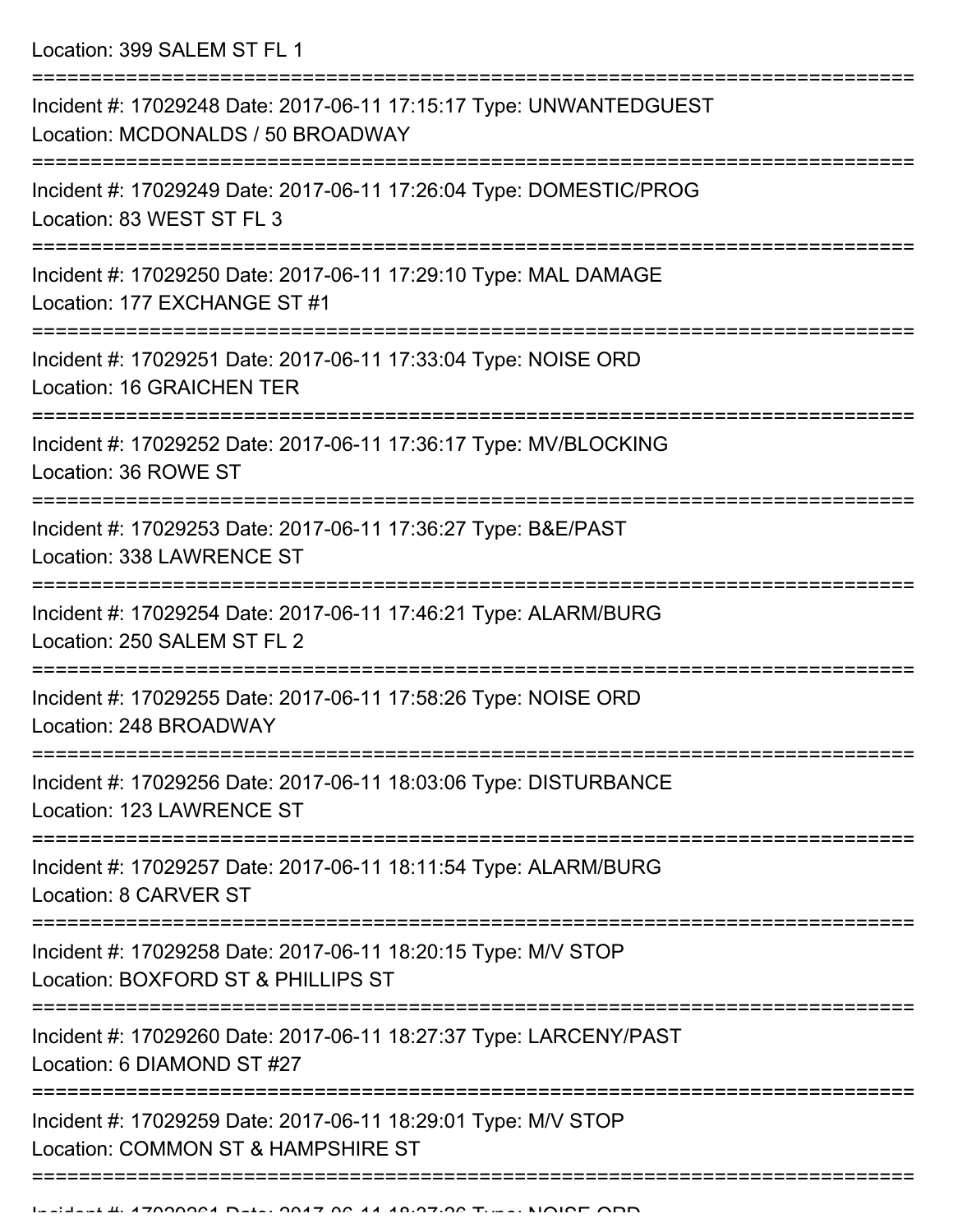Location: 399 SALEM ST FL 1

===========================================================================

Incident #: 17029248 Date: 2017-06-11 17:15:17 Type: UNWANTEDGUEST
Location: MCDONALDS / 50 BROADWAY

===========================================================================

Incident #: 17029249 Date: 2017-06-11 17:26:04 Type: DOMESTIC/PROG
Location: 83 WEST ST FL 3

===========================================================================

Incident #: 17029250 Date: 2017-06-11 17:29:10 Type: MAL DAMAGE
Location: 177 EXCHANGE ST #1

===========================================================================

Incident #: 17029251 Date: 2017-06-11 17:33:04 Type: NOISE ORD
Location: 16 GRAICHEN TER

===========================================================================

Incident #: 17029252 Date: 2017-06-11 17:36:17 Type: MV/BLOCKING
Location: 36 ROWE ST

===========================================================================

Incident #: 17029253 Date: 2017-06-11 17:36:27 Type: B&E/PAST
Location: 338 LAWRENCE ST

===========================================================================

Incident #: 17029254 Date: 2017-06-11 17:46:21 Type: ALARM/BURG
Location: 250 SALEM ST FL 2

===========================================================================

Incident #: 17029255 Date: 2017-06-11 17:58:26 Type: NOISE ORD
Location: 248 BROADWAY

===========================================================================

Incident #: 17029256 Date: 2017-06-11 18:03:06 Type: DISTURBANCE
Location: 123 LAWRENCE ST

===========================================================================

Incident #: 17029257 Date: 2017-06-11 18:11:54 Type: ALARM/BURG
Location: 8 CARVER ST

===========================================================================

Incident #: 17029258 Date: 2017-06-11 18:20:15 Type: M/V STOP
Location: BOXFORD ST & PHILLIPS ST

===========================================================================

Incident #: 17029260 Date: 2017-06-11 18:27:37 Type: LARCENY/PAST
Location: 6 DIAMOND ST #27

===========================================================================

Incident #: 17029259 Date: 2017-06-11 18:29:01 Type: M/V STOP
Location: COMMON ST & HAMPSHIRE ST

===========================================================================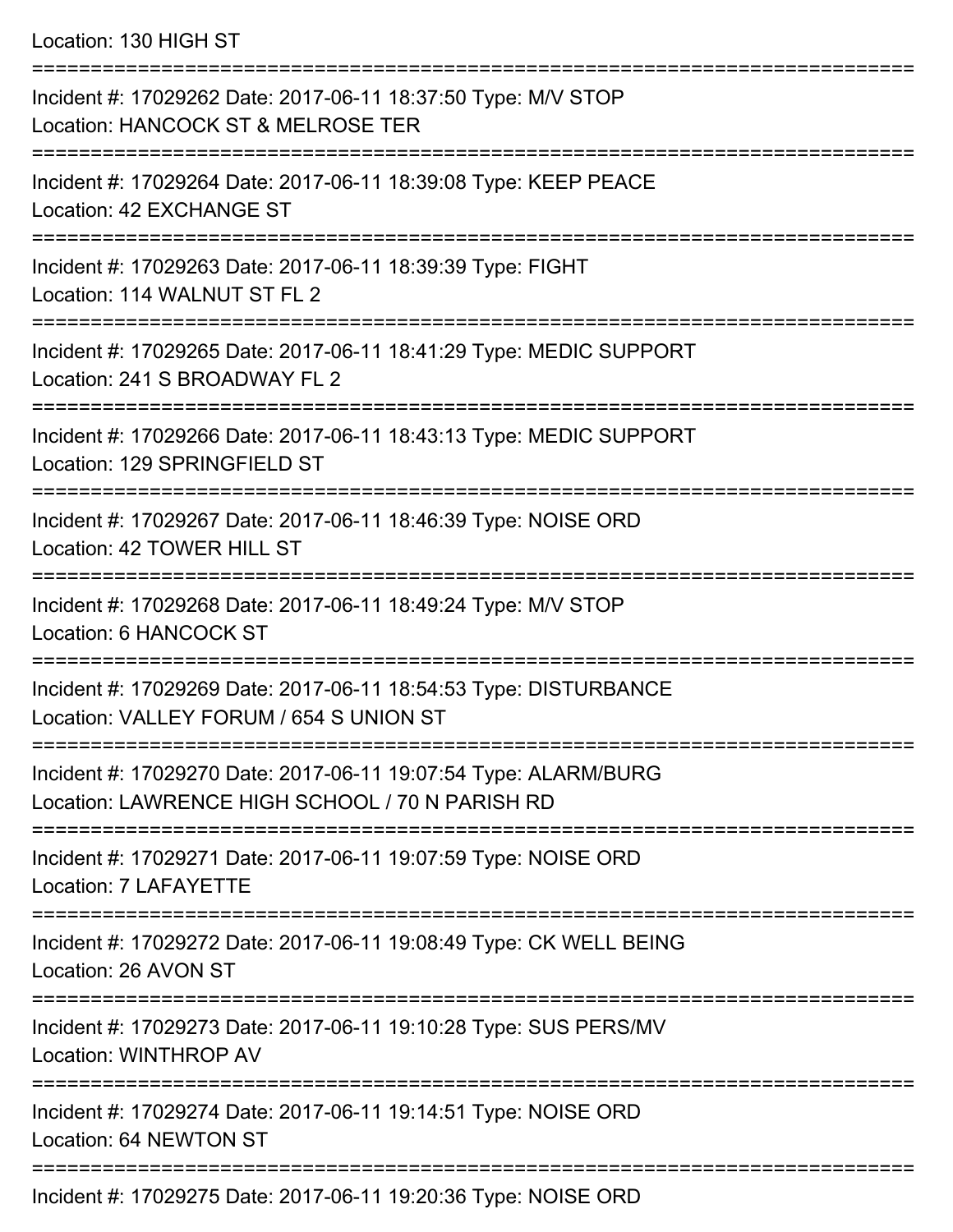Location: 130 HIGH ST

===========================================================================

Incident #: 17029262 Date: 2017-06-11 18:37:50 Type: M/V STOP
Location: HANCOCK ST & MELROSE TER

===========================================================================

Incident #: 17029264 Date: 2017-06-11 18:39:08 Type: KEEP PEACE
Location: 42 EXCHANGE ST

===========================================================================

Incident #: 17029263 Date: 2017-06-11 18:39:39 Type: FIGHT
Location: 114 WALNUT ST FL 2

===========================================================================

Incident #: 17029265 Date: 2017-06-11 18:41:29 Type: MEDIC SUPPORT
Location: 241 S BROADWAY FL 2

===========================================================================

Incident #: 17029266 Date: 2017-06-11 18:43:13 Type: MEDIC SUPPORT
Location: 129 SPRINGFIELD ST

===========================================================================

Incident #: 17029267 Date: 2017-06-11 18:46:39 Type: NOISE ORD
Location: 42 TOWER HILL ST

===========================================================================

Incident #: 17029268 Date: 2017-06-11 18:49:24 Type: M/V STOP
Location: 6 HANCOCK ST

===========================================================================

Incident #: 17029269 Date: 2017-06-11 18:54:53 Type: DISTURBANCE
Location: VALLEY FORUM / 654 S UNION ST

===========================================================================

Incident #: 17029270 Date: 2017-06-11 19:07:54 Type: ALARM/BURG
Location: LAWRENCE HIGH SCHOOL / 70 N PARISH RD

===========================================================================

Incident #: 17029271 Date: 2017-06-11 19:07:59 Type: NOISE ORD
Location: 7 LAFAYETTE

===========================================================================

Incident #: 17029272 Date: 2017-06-11 19:08:49 Type: CK WELL BEING
Location: 26 AVON ST

===========================================================================

Incident #: 17029273 Date: 2017-06-11 19:10:28 Type: SUS PERS/MV
Location: WINTHROP AV

===========================================================================

Incident #: 17029274 Date: 2017-06-11 19:14:51 Type: NOISE ORD
Location: 64 NEWTON ST

===========================================================================

Incident #: 17029275 Date: 2017-06-11 19:20:36 Type: NOISE ORD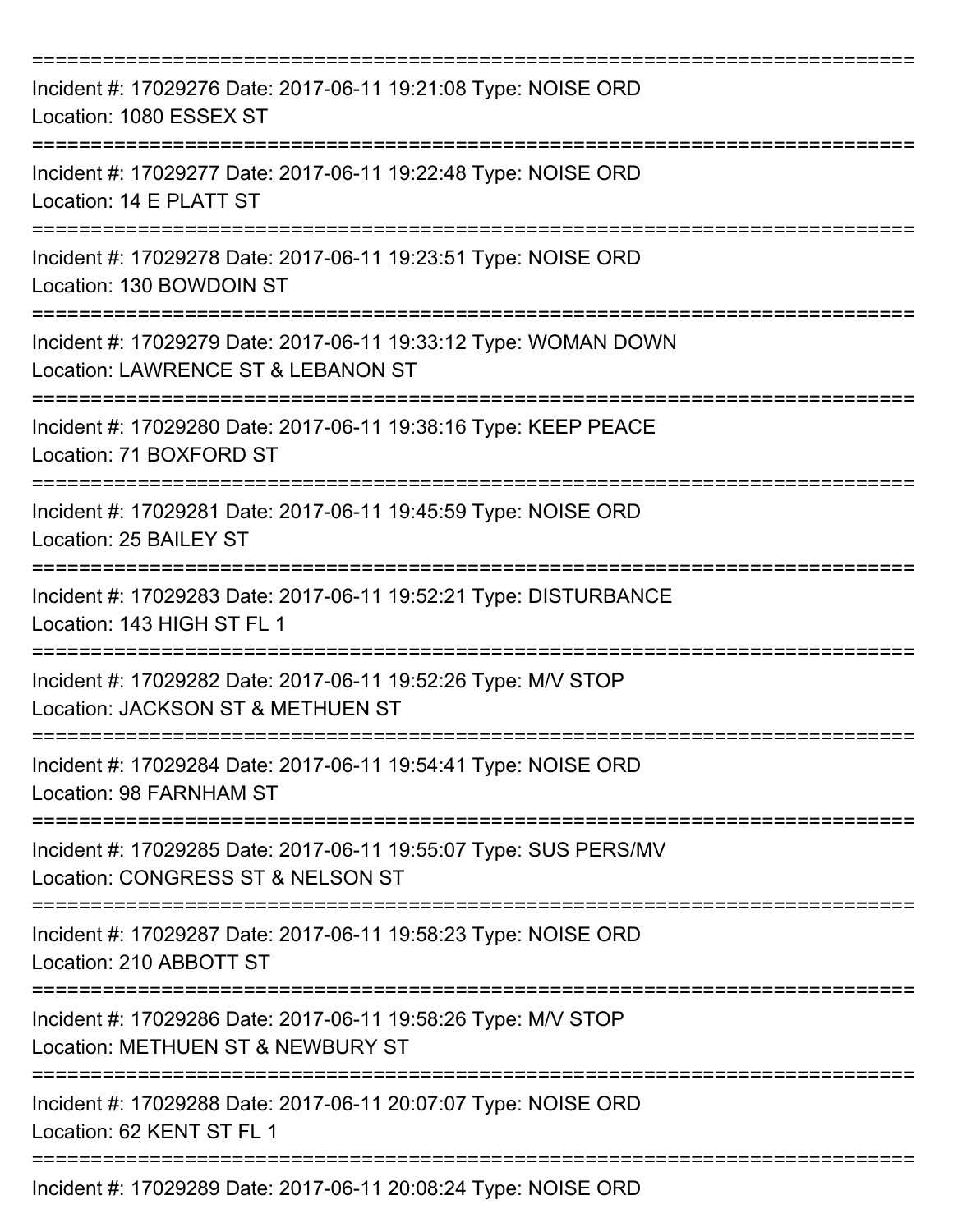===========================================================================

Incident #: 17029276 Date: 2017-06-11 19:21:08 Type: NOISE ORD
Location: 1080 ESSEX ST

===========================================================================

Incident #: 17029277 Date: 2017-06-11 19:22:48 Type: NOISE ORD
Location: 14 E PLATT ST

===========================================================================

Incident #: 17029278 Date: 2017-06-11 19:23:51 Type: NOISE ORD
Location: 130 BOWDOIN ST

===========================================================================

Incident #: 17029279 Date: 2017-06-11 19:33:12 Type: WOMAN DOWN
Location: LAWRENCE ST & LEBANON ST

===========================================================================

Incident #: 17029280 Date: 2017-06-11 19:38:16 Type: KEEP PEACE
Location: 71 BOXFORD ST

===========================================================================

Incident #: 17029281 Date: 2017-06-11 19:45:59 Type: NOISE ORD
Location: 25 BAILEY ST

===========================================================================

Incident #: 17029283 Date: 2017-06-11 19:52:21 Type: DISTURBANCE
Location: 143 HIGH ST FL 1

===========================================================================

Incident #: 17029282 Date: 2017-06-11 19:52:26 Type: M/V STOP
Location: JACKSON ST & METHUEN ST

===========================================================================

Incident #: 17029284 Date: 2017-06-11 19:54:41 Type: NOISE ORD
Location: 98 FARNHAM ST

===========================================================================

Incident #: 17029285 Date: 2017-06-11 19:55:07 Type: SUS PERS/MV
Location: CONGRESS ST & NELSON ST

===========================================================================

Incident #: 17029287 Date: 2017-06-11 19:58:23 Type: NOISE ORD
Location: 210 ABBOTT ST

===========================================================================

Incident #: 17029286 Date: 2017-06-11 19:58:26 Type: M/V STOP
Location: METHUEN ST & NEWBURY ST

===========================================================================

Incident #: 17029288 Date: 2017-06-11 20:07:07 Type: NOISE ORD
Location: 62 KENT ST FL 1

===========================================================================

Incident #: 17029289 Date: 2017-06-11 20:08:24 Type: NOISE ORD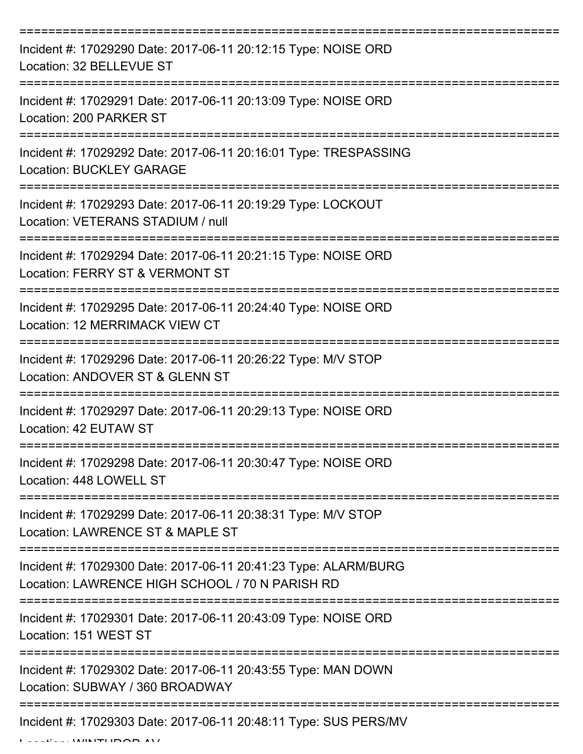===========================================================================

Incident #: 17029290 Date: 2017-06-11 20:12:15 Type: NOISE ORD
Location: 32 BELLEVUE ST

===========================================================================

Incident #: 17029291 Date: 2017-06-11 20:13:09 Type: NOISE ORD
Location: 200 PARKER ST

===========================================================================

Incident #: 17029292 Date: 2017-06-11 20:16:01 Type: TRESPASSING
Location: BUCKLEY GARAGE

===========================================================================

Incident #: 17029293 Date: 2017-06-11 20:19:29 Type: LOCKOUT
Location: VETERANS STADIUM / null

===========================================================================

Incident #: 17029294 Date: 2017-06-11 20:21:15 Type: NOISE ORD
Location: FERRY ST & VERMONT ST

===========================================================================

Incident #: 17029295 Date: 2017-06-11 20:24:40 Type: NOISE ORD
Location: 12 MERRIMACK VIEW CT

===========================================================================

Incident #: 17029296 Date: 2017-06-11 20:26:22 Type: M/V STOP
Location: ANDOVER ST & GLENN ST

===========================================================================

Incident #: 17029297 Date: 2017-06-11 20:29:13 Type: NOISE ORD
Location: 42 EUTAW ST

===========================================================================

Incident #: 17029298 Date: 2017-06-11 20:30:47 Type: NOISE ORD
Location: 448 LOWELL ST

===========================================================================

Incident #: 17029299 Date: 2017-06-11 20:38:31 Type: M/V STOP
Location: LAWRENCE ST & MAPLE ST

===========================================================================

Incident #: 17029300 Date: 2017-06-11 20:41:23 Type: ALARM/BURG
Location: LAWRENCE HIGH SCHOOL / 70 N PARISH RD

===========================================================================

Incident #: 17029301 Date: 2017-06-11 20:43:09 Type: NOISE ORD
Location: 151 WEST ST

===========================================================================

Incident #: 17029302 Date: 2017-06-11 20:43:55 Type: MAN DOWN
Location: SUBWAY / 360 BROADWAY

===========================================================================

Incident #: 17029303 Date: 2017-06-11 20:48:11 Type: SUS PERS/MV
Location: WINTHROP AV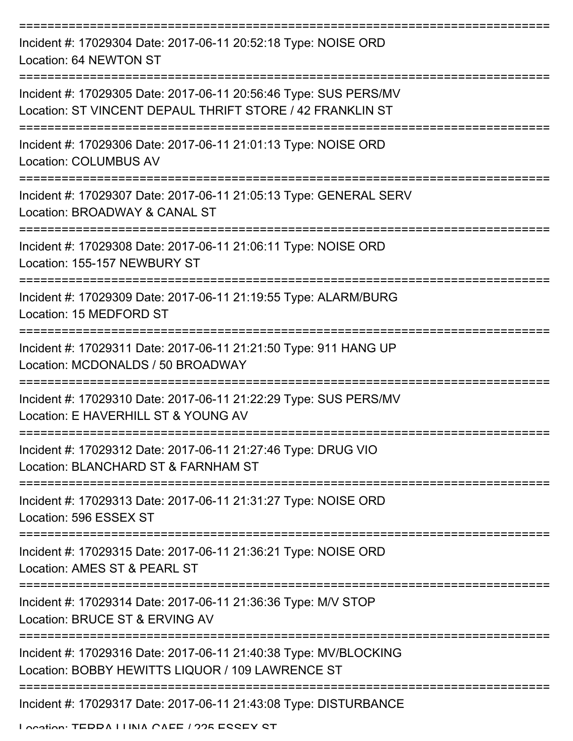===========================================================================

Incident #: 17029304 Date: 2017-06-11 20:52:18 Type: NOISE ORD
Location: 64 NEWTON ST

===========================================================================

Incident #: 17029305 Date: 2017-06-11 20:56:46 Type: SUS PERS/MV
Location: ST VINCENT DEPAUL THRIFT STORE / 42 FRANKLIN ST

===========================================================================

Incident #: 17029306 Date: 2017-06-11 21:01:13 Type: NOISE ORD
Location: COLUMBUS AV

===========================================================================

Incident #: 17029307 Date: 2017-06-11 21:05:13 Type: GENERAL SERV
Location: BROADWAY & CANAL ST

===========================================================================

Incident #: 17029308 Date: 2017-06-11 21:06:11 Type: NOISE ORD
Location: 155-157 NEWBURY ST

===========================================================================

Incident #: 17029309 Date: 2017-06-11 21:19:55 Type: ALARM/BURG
Location: 15 MEDFORD ST

===========================================================================

Incident #: 17029311 Date: 2017-06-11 21:21:50 Type: 911 HANG UP
Location: MCDONALDS / 50 BROADWAY

===========================================================================

Incident #: 17029310 Date: 2017-06-11 21:22:29 Type: SUS PERS/MV
Location: E HAVERHILL ST & YOUNG AV

===========================================================================

Incident #: 17029312 Date: 2017-06-11 21:27:46 Type: DRUG VIO
Location: BLANCHARD ST & FARNHAM ST

===========================================================================

Incident #: 17029313 Date: 2017-06-11 21:31:27 Type: NOISE ORD
Location: 596 ESSEX ST

===========================================================================

Incident #: 17029315 Date: 2017-06-11 21:36:21 Type: NOISE ORD
Location: AMES ST & PEARL ST

===========================================================================

Incident #: 17029314 Date: 2017-06-11 21:36:36 Type: M/V STOP
Location: BRUCE ST & ERVING AV

===========================================================================

Incident #: 17029316 Date: 2017-06-11 21:40:38 Type: MV/BLOCKING
Location: BOBBY HEWITTS LIQUOR / 109 LAWRENCE ST

===========================================================================

Incident #: 17029317 Date: 2017-06-11 21:43:08 Type: DISTURBANCE
Location: TERRA LUNA CAFE / 225 ESSEX ST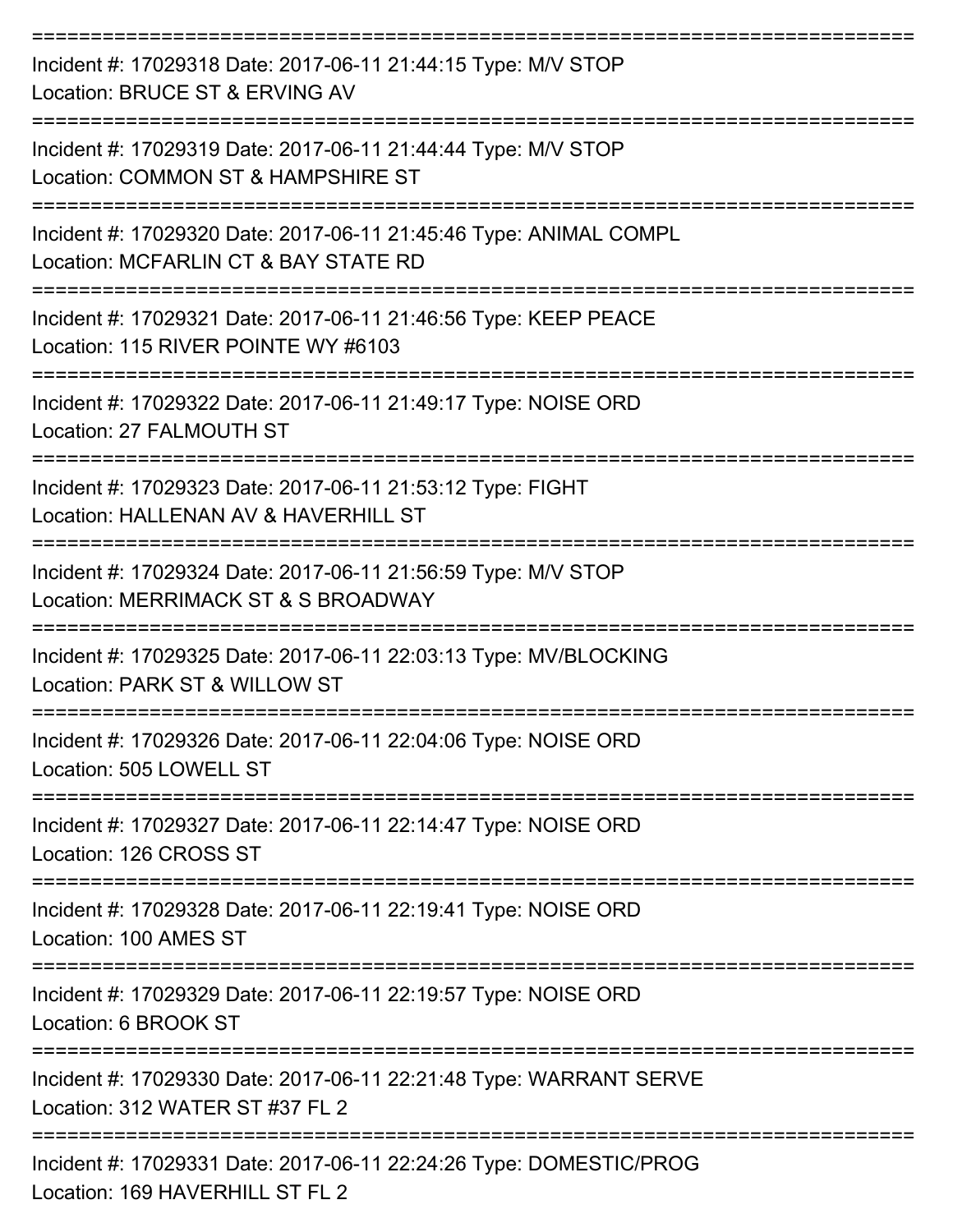===========================================================================

Incident #: 17029318 Date: 2017-06-11 21:44:15 Type: M/V STOP

Location: BRUCE ST & ERVING AV

===========================================================================

Incident #: 17029319 Date: 2017-06-11 21:44:44 Type: M/V STOP

Location: COMMON ST & HAMPSHIRE ST

===========================================================================

Incident #: 17029320 Date: 2017-06-11 21:45:46 Type: ANIMAL COMPL

Location: MCFARLIN CT & BAY STATE RD

===========================================================================

Incident #: 17029321 Date: 2017-06-11 21:46:56 Type: KEEP PEACE

Location: 115 RIVER POINTE WY #6103

===========================================================================

Incident #: 17029322 Date: 2017-06-11 21:49:17 Type: NOISE ORD

Location: 27 FALMOUTH ST

===========================================================================

Incident #: 17029323 Date: 2017-06-11 21:53:12 Type: FIGHT

Location: HALLENAN AV & HAVERHILL ST

===========================================================================

Incident #: 17029324 Date: 2017-06-11 21:56:59 Type: M/V STOP

Location: MERRIMACK ST & S BROADWAY

===========================================================================

Incident #: 17029325 Date: 2017-06-11 22:03:13 Type: MV/BLOCKING

Location: PARK ST & WILLOW ST

===========================================================================

Incident #: 17029326 Date: 2017-06-11 22:04:06 Type: NOISE ORD

Location: 505 LOWELL ST

===========================================================================

Incident #: 17029327 Date: 2017-06-11 22:14:47 Type: NOISE ORD

Location: 126 CROSS ST

===========================================================================

Incident #: 17029328 Date: 2017-06-11 22:19:41 Type: NOISE ORD

Location: 100 AMES ST

===========================================================================

Incident #: 17029329 Date: 2017-06-11 22:19:57 Type: NOISE ORD

Location: 6 BROOK ST

===========================================================================

Incident #: 17029330 Date: 2017-06-11 22:21:48 Type: WARRANT SERVE

Location: 312 WATER ST #37 FL 2

===========================================================================

Incident #: 17029331 Date: 2017-06-11 22:24:26 Type: DOMESTIC/PROG

Location: 169 HAVERHILL ST FL 2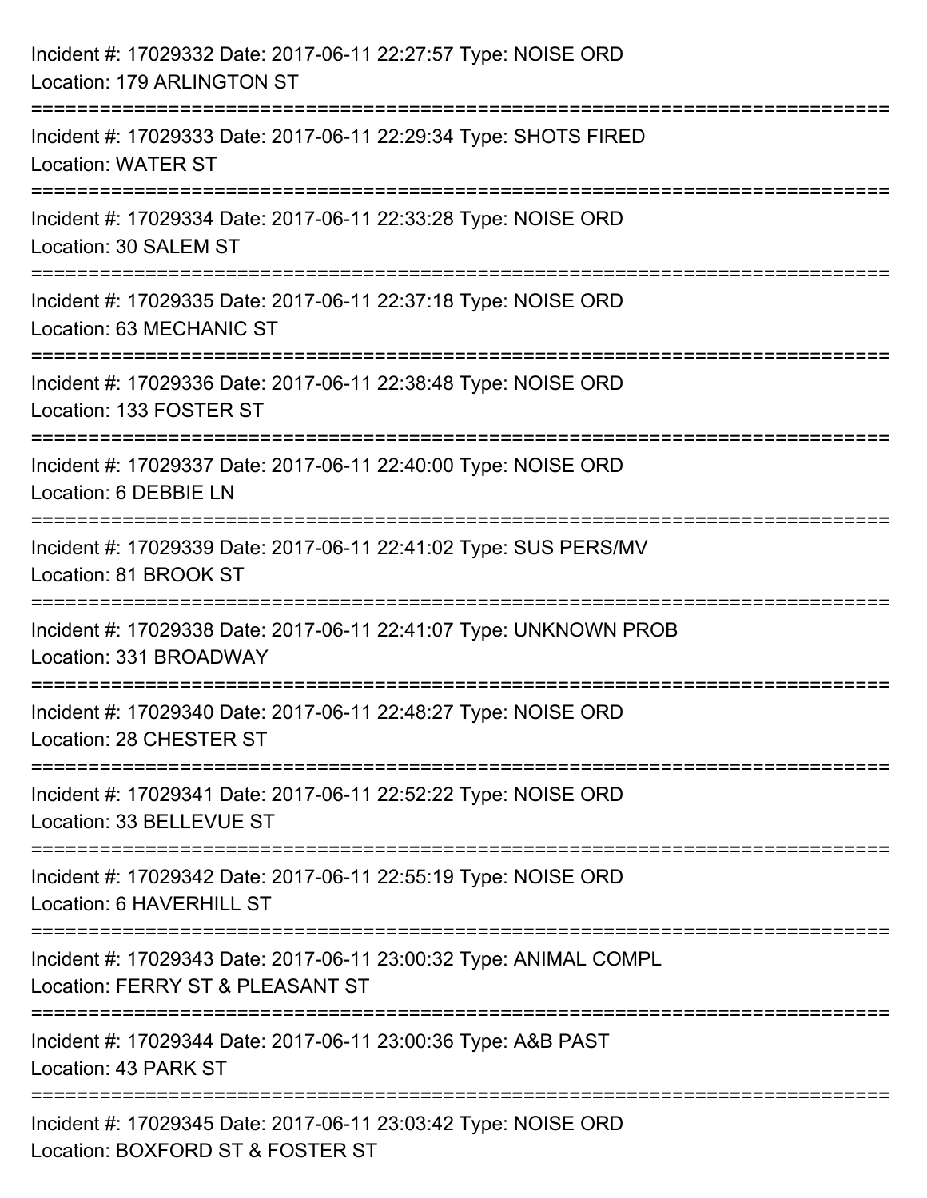Incident #: 17029332 Date: 2017-06-11 22:27:57 Type: NOISE ORD
Location: 179 ARLINGTON ST

===========================================================================

Incident #: 17029333 Date: 2017-06-11 22:29:34 Type: SHOTS FIRED
Location: WATER ST

===========================================================================

Incident #: 17029334 Date: 2017-06-11 22:33:28 Type: NOISE ORD
Location: 30 SALEM ST

===========================================================================

Incident #: 17029335 Date: 2017-06-11 22:37:18 Type: NOISE ORD
Location: 63 MECHANIC ST

===========================================================================

Incident #: 17029336 Date: 2017-06-11 22:38:48 Type: NOISE ORD
Location: 133 FOSTER ST

===========================================================================

Incident #: 17029337 Date: 2017-06-11 22:40:00 Type: NOISE ORD
Location: 6 DEBBIE LN

===========================================================================

Incident #: 17029339 Date: 2017-06-11 22:41:02 Type: SUS PERS/MV
Location: 81 BROOK ST

===========================================================================

Incident #: 17029338 Date: 2017-06-11 22:41:07 Type: UNKNOWN PROB
Location: 331 BROADWAY

===========================================================================

Incident #: 17029340 Date: 2017-06-11 22:48:27 Type: NOISE ORD
Location: 28 CHESTER ST

===========================================================================

Incident #: 17029341 Date: 2017-06-11 22:52:22 Type: NOISE ORD
Location: 33 BELLEVUE ST

===========================================================================

Incident #: 17029342 Date: 2017-06-11 22:55:19 Type: NOISE ORD
Location: 6 HAVERHILL ST

===========================================================================

Incident #: 17029343 Date: 2017-06-11 23:00:32 Type: ANIMAL COMPL
Location: FERRY ST & PLEASANT ST

===========================================================================

Incident #: 17029344 Date: 2017-06-11 23:00:36 Type: A&B PAST
Location: 43 PARK ST

===========================================================================

Incident #: 17029345 Date: 2017-06-11 23:03:42 Type: NOISE ORD
Location: BOXFORD ST & FOSTER ST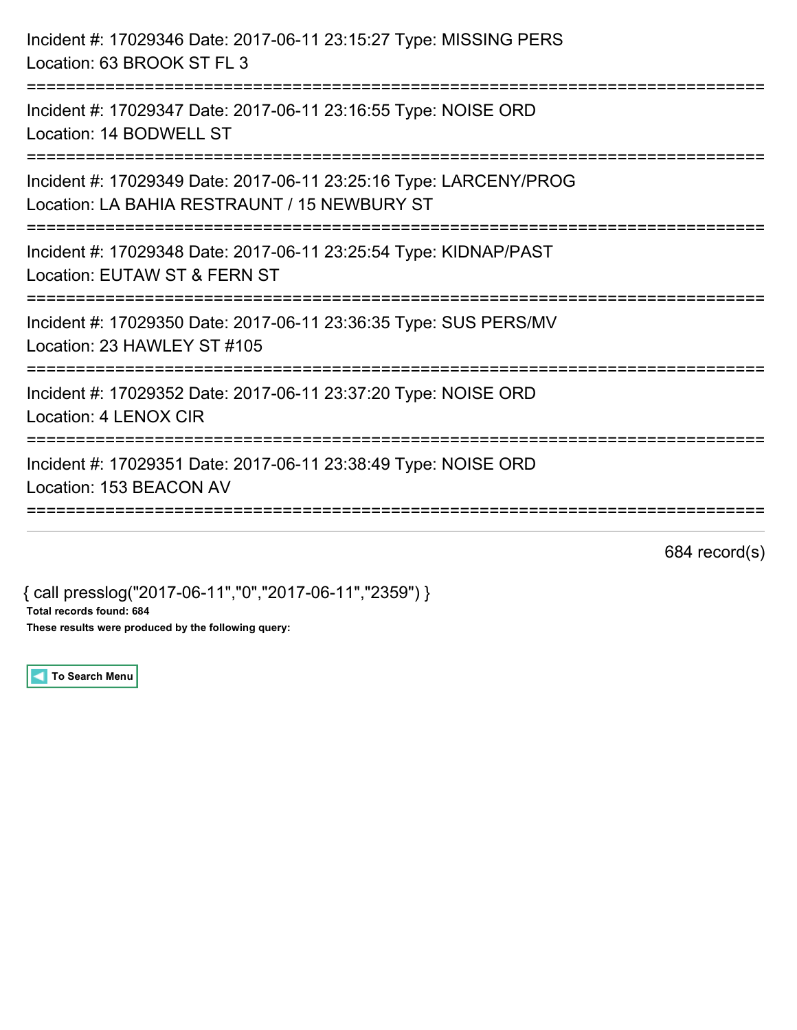Incident #: 17029346 Date: 2017-06-11 23:15:27 Type: MISSING PERS
Location: 63 BROOK ST FL 3

===========================================================================

Incident #: 17029347 Date: 2017-06-11 23:16:55 Type: NOISE ORD
Location: 14 BODWELL ST

===========================================================================

Incident #: 17029349 Date: 2017-06-11 23:25:16 Type: LARCENY/PROG
Location: LA BAHIA RESTRAUNT / 15 NEWBURY ST

===========================================================================

Incident #: 17029348 Date: 2017-06-11 23:25:54 Type: KIDNAP/PAST
Location: EUTAW ST & FERN ST

===========================================================================

Incident #: 17029350 Date: 2017-06-11 23:36:35 Type: SUS PERS/MV
Location: 23 HAWLEY ST #105

===========================================================================

Incident #: 17029352 Date: 2017-06-11 23:37:20 Type: NOISE ORD
Location: 4 LENOX CIR

===========================================================================

Incident #: 17029351 Date: 2017-06-11 23:38:49 Type: NOISE ORD
Location: 153 BEACON AV

===========================================================================

684 record(s)

{ call presslog("2017-06-11","0","2017-06-11","2359") }

**Total records found: 684**

**These results were produced by the following query:**

To Search Menu